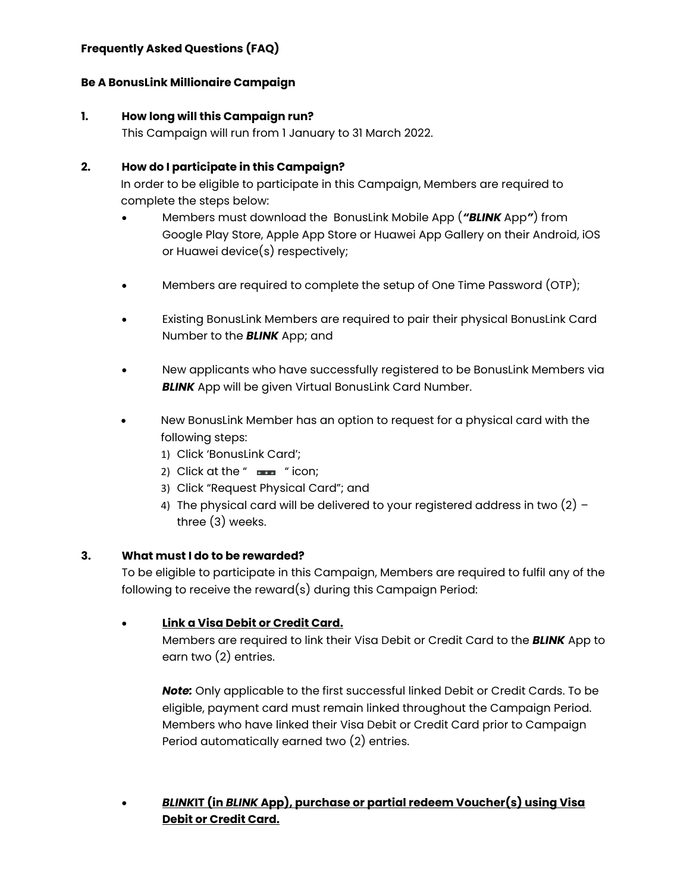**Frequently Asked Questions (FAQ)**

**Be A BonusLink Millionaire Campaign**

1. **How long will this Campaign run?**
   This Campaign will run from 1 January to 31 March 2022.

2. **How do I participate in this Campaign?**
   In order to be eligible to participate in this Campaign, Members are required to complete the steps below:
   - Members must download the BonusLink Mobile App (***"BLINK*** App***"***) from Google Play Store, Apple App Store or Huawei App Gallery on their Android, iOS or Huawei device(s) respectively;
   - Members are required to complete the setup of One Time Password (OTP);
   - Existing BonusLink Members are required to pair their physical BonusLink Card Number to the ***BLINK*** App; and
   - New applicants who have successfully registered to be BonusLink Members via ***BLINK*** App will be given Virtual BonusLink Card Number.
   - New BonusLink Member has an option to request for a physical card with the following steps:
     1) Click 'BonusLink Card';
     2) Click at the " ▪▪▪ " icon;
     3) Click "Request Physical Card"; and
     4) The physical card will be delivered to your registered address in two (2) – three (3) weeks.

3. **What must I do to be rewarded?**
   To be eligible to participate in this Campaign, Members are required to fulfil any of the following to receive the reward(s) during this Campaign Period:
   - **Link a Visa Debit or Credit Card.**
     Members are required to link their Visa Debit or Credit Card to the ***BLINK*** App to earn two (2) entries.

     ***Note:*** Only applicable to the first successful linked Debit or Credit Cards. To be eligible, payment card must remain linked throughout the Campaign Period. Members who have linked their Visa Debit or Credit Card prior to Campaign Period automatically earned two (2) entries.

   - ***BLINK*IT (in *BLINK* App), purchase or partial redeem Voucher(s) using Visa Debit or Credit Card.**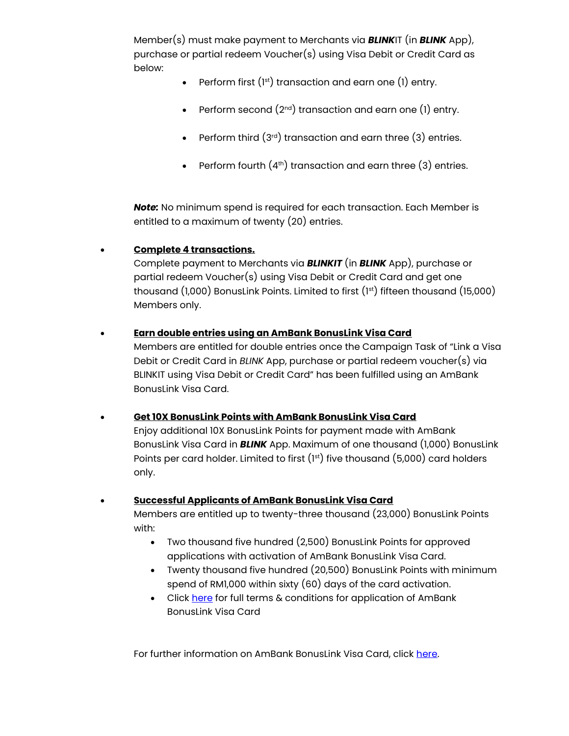Member(s) must make payment to Merchants via ***BLINK***IT (in ***BLINK*** App), purchase or partial redeem Voucher(s) using Visa Debit or Credit Card as below:

- Perform first (1st) transaction and earn one (1) entry.
- Perform second (2nd) transaction and earn one (1) entry.
- Perform third (3rd) transaction and earn three (3) entries.
- Perform fourth (4th) transaction and earn three (3) entries.

***Note:*** No minimum spend is required for each transaction. Each Member is entitled to a maximum of twenty (20) entries.

- **Complete 4 transactions.**
  Complete payment to Merchants via ***BLINKIT*** (in ***BLINK*** App), purchase or partial redeem Voucher(s) using Visa Debit or Credit Card and get one thousand (1,000) BonusLink Points. Limited to first (1st) fifteen thousand (15,000) Members only.

- **Earn double entries using an AmBank BonusLink Visa Card**
  Members are entitled for double entries once the Campaign Task of "Link a Visa Debit or Credit Card in *BLINK* App, purchase or partial redeem voucher(s) via BLINKIT using Visa Debit or Credit Card" has been fulfilled using an AmBank BonusLink Visa Card.

- **Get 10X BonusLink Points with AmBank BonusLink Visa Card**
  Enjoy additional 10X BonusLink Points for payment made with AmBank BonusLink Visa Card in ***BLINK*** App. Maximum of one thousand (1,000) BonusLink Points per card holder. Limited to first (1st) five thousand (5,000) card holders only.

- **Successful Applicants of AmBank BonusLink Visa Card**
  Members are entitled up to twenty-three thousand (23,000) BonusLink Points with:
  - Two thousand five hundred (2,500) BonusLink Points for approved applications with activation of AmBank BonusLink Visa Card.
  - Twenty thousand five hundred (20,500) BonusLink Points with minimum spend of RM1,000 within sixty (60) days of the card activation.
  - Click here for full terms & conditions for application of AmBank BonusLink Visa Card

For further information on AmBank BonusLink Visa Card, click here.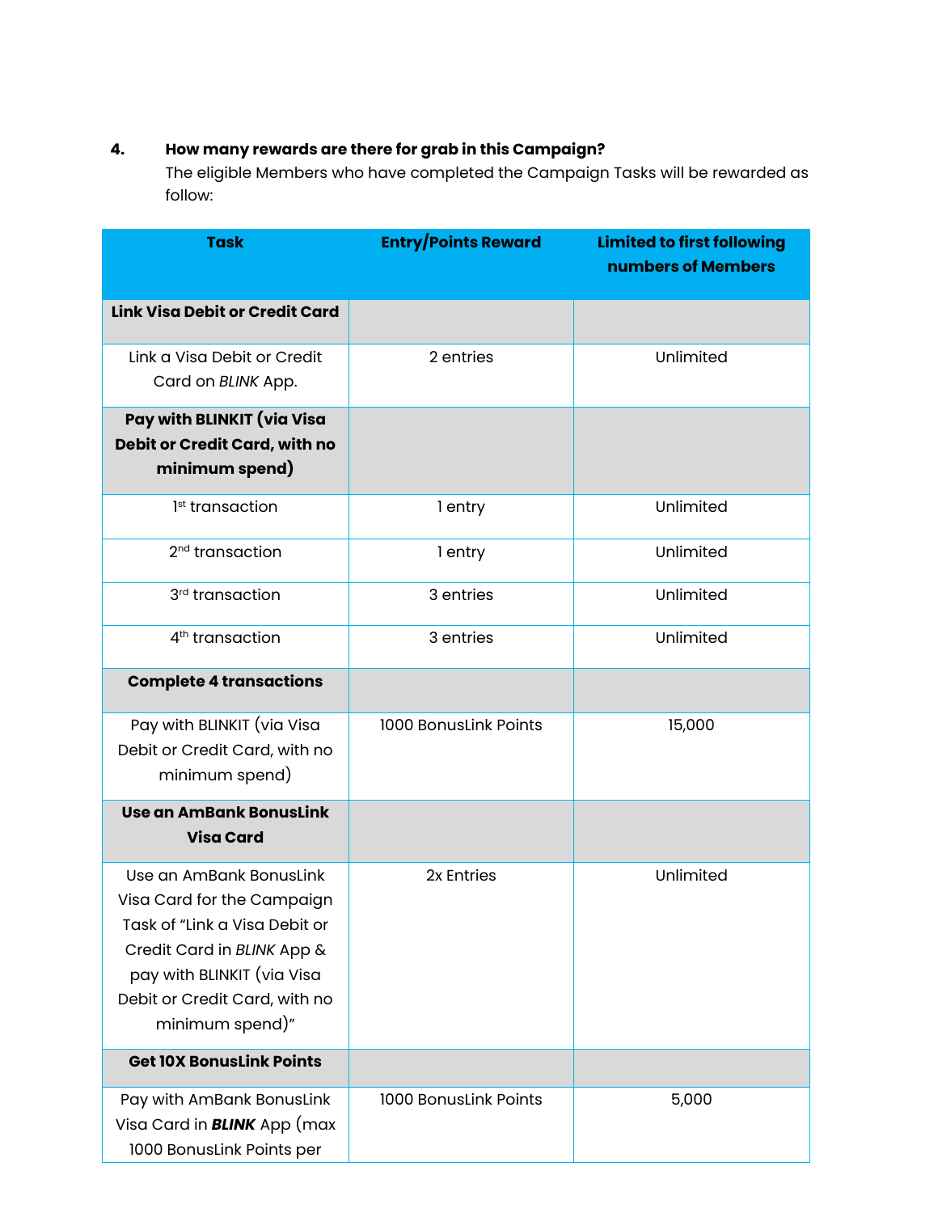4. **How many rewards are there for grab in this Campaign?**

The eligible Members who have completed the Campaign Tasks will be rewarded as follow:

| Task | Entry/Points Reward | Limited to first following numbers of Members |
|---|---|---|
| **Link Visa Debit or Credit Card** | | |
| Link a Visa Debit or Credit Card on *BLINK* App. | 2 entries | Unlimited |
| **Pay with BLINKIT (via Visa Debit or Credit Card, with no minimum spend)** | | |
| 1st transaction | 1 entry | Unlimited |
| 2nd transaction | 1 entry | Unlimited |
| 3rd transaction | 3 entries | Unlimited |
| 4th transaction | 3 entries | Unlimited |
| **Complete 4 transactions** | | |
| Pay with BLINKIT (via Visa Debit or Credit Card, with no minimum spend) | 1000 BonusLink Points | 15,000 |
| **Use an AmBank BonusLink Visa Card** | | |
| Use an AmBank BonusLink Visa Card for the Campaign Task of "Link a Visa Debit or Credit Card in *BLINK* App & pay with BLINKIT (via Visa Debit or Credit Card, with no minimum spend)" | 2x Entries | Unlimited |
| **Get 10X BonusLink Points** | | |
| Pay with AmBank BonusLink Visa Card in ***BLINK*** App (max 1000 BonusLink Points per | 1000 BonusLink Points | 5,000 |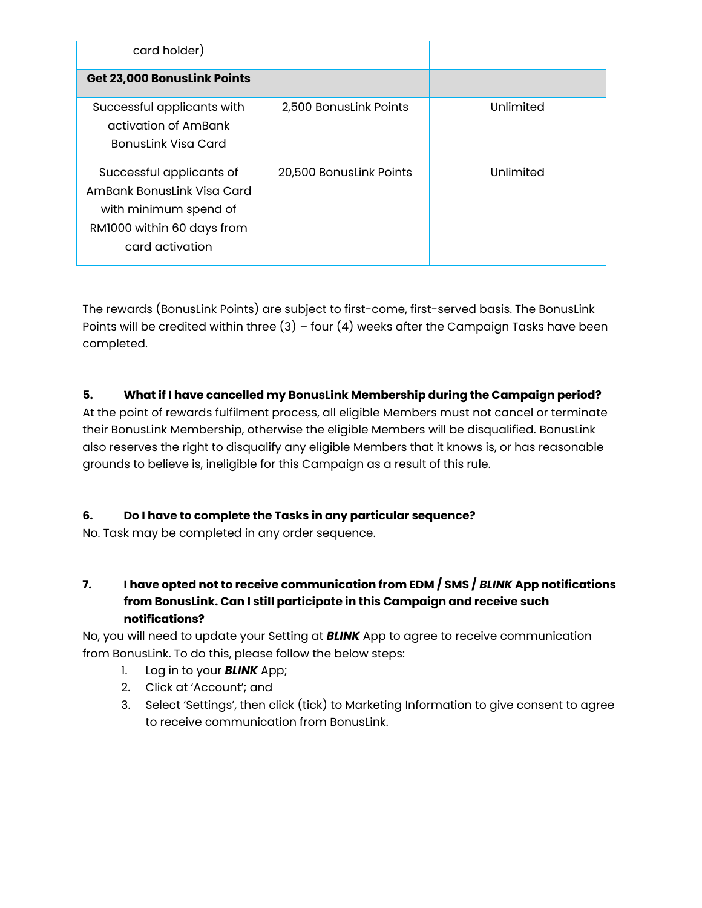| | | |
|---|---|---|
| card holder) | | |
| **Get 23,000 BonusLink Points** | | |
| Successful applicants with activation of AmBank BonusLink Visa Card | 2,500 BonusLink Points | Unlimited |
| Successful applicants of AmBank BonusLink Visa Card with minimum spend of RM1000 within 60 days from card activation | 20,500 BonusLink Points | Unlimited |

The rewards (BonusLink Points) are subject to first-come, first-served basis. The BonusLink Points will be credited within three (3) – four (4) weeks after the Campaign Tasks have been completed.

**5. What if I have cancelled my BonusLink Membership during the Campaign period?**

At the point of rewards fulfilment process, all eligible Members must not cancel or terminate their BonusLink Membership, otherwise the eligible Members will be disqualified. BonusLink also reserves the right to disqualify any eligible Members that it knows is, or has reasonable grounds to believe is, ineligible for this Campaign as a result of this rule.

**6. Do I have to complete the Tasks in any particular sequence?**

No. Task may be completed in any order sequence.

**7. I have opted not to receive communication from EDM / SMS / *BLINK* App notifications from BonusLink. Can I still participate in this Campaign and receive such notifications?**

No, you will need to update your Setting at ***BLINK*** App to agree to receive communication from BonusLink. To do this, please follow the below steps:

1. Log in to your ***BLINK*** App;
2. Click at 'Account'; and
3. Select 'Settings', then click (tick) to Marketing Information to give consent to agree to receive communication from BonusLink.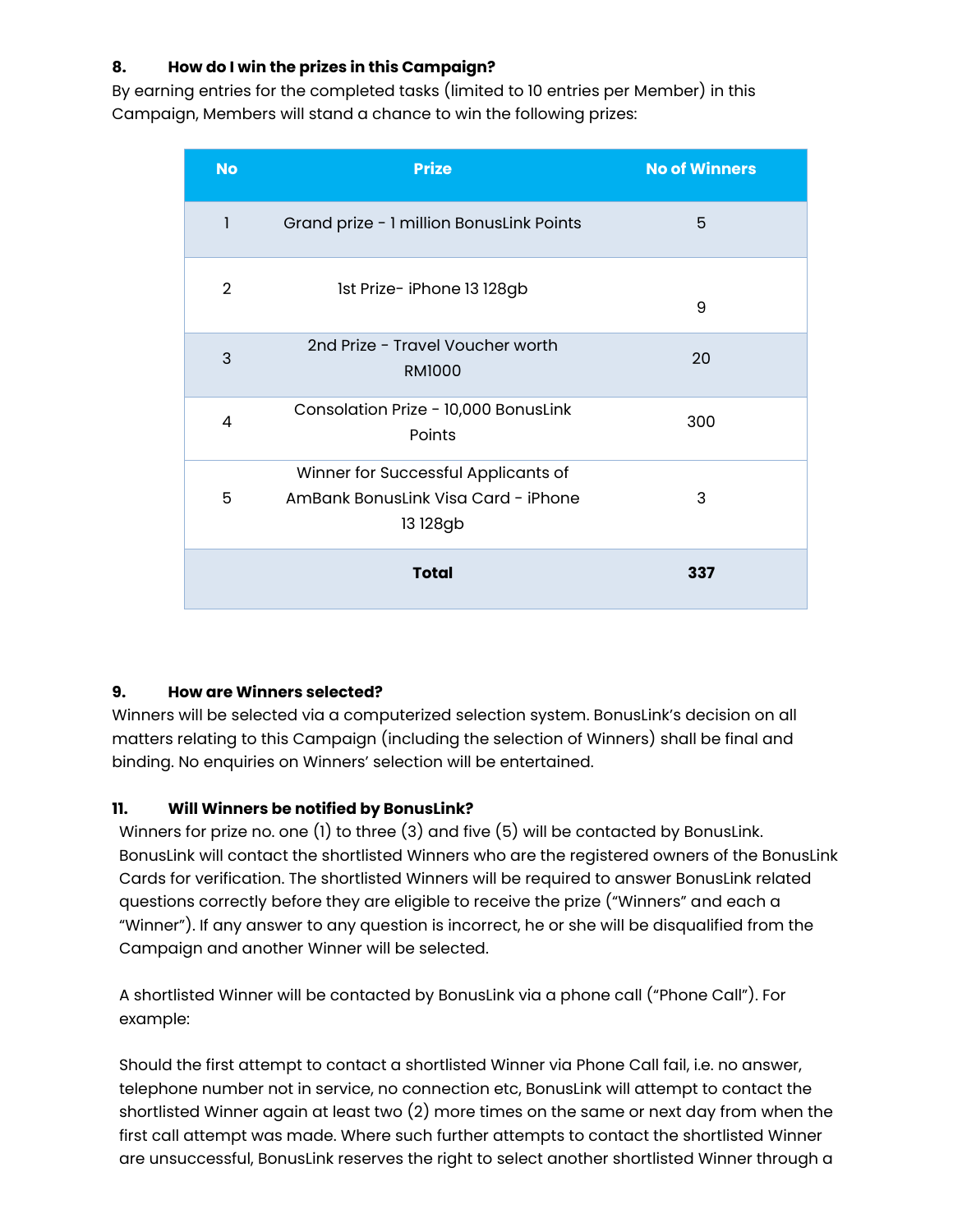**8. How do I win the prizes in this Campaign?**

By earning entries for the completed tasks (limited to 10 entries per Member) in this Campaign, Members will stand a chance to win the following prizes:

| No | Prize | No of Winners |
|---|---|---|
| 1 | Grand prize - 1 million BonusLink Points | 5 |
| 2 | 1st Prize- iPhone 13 128gb | 9 |
| 3 | 2nd Prize - Travel Voucher worth RM1000 | 20 |
| 4 | Consolation Prize - 10,000 BonusLink Points | 300 |
| 5 | Winner for Successful Applicants of AmBank BonusLink Visa Card - iPhone 13 128gb | 3 |
| | **Total** | **337** |

**9. How are Winners selected?**

Winners will be selected via a computerized selection system. BonusLink's decision on all matters relating to this Campaign (including the selection of Winners) shall be final and binding. No enquiries on Winners' selection will be entertained.

**11. Will Winners be notified by BonusLink?**

Winners for prize no. one (1) to three (3) and five (5) will be contacted by BonusLink. BonusLink will contact the shortlisted Winners who are the registered owners of the BonusLink Cards for verification. The shortlisted Winners will be required to answer BonusLink related questions correctly before they are eligible to receive the prize ("Winners" and each a "Winner"). If any answer to any question is incorrect, he or she will be disqualified from the Campaign and another Winner will be selected.

A shortlisted Winner will be contacted by BonusLink via a phone call ("Phone Call"). For example:

Should the first attempt to contact a shortlisted Winner via Phone Call fail, i.e. no answer, telephone number not in service, no connection etc, BonusLink will attempt to contact the shortlisted Winner again at least two (2) more times on the same or next day from when the first call attempt was made. Where such further attempts to contact the shortlisted Winner are unsuccessful, BonusLink reserves the right to select another shortlisted Winner through a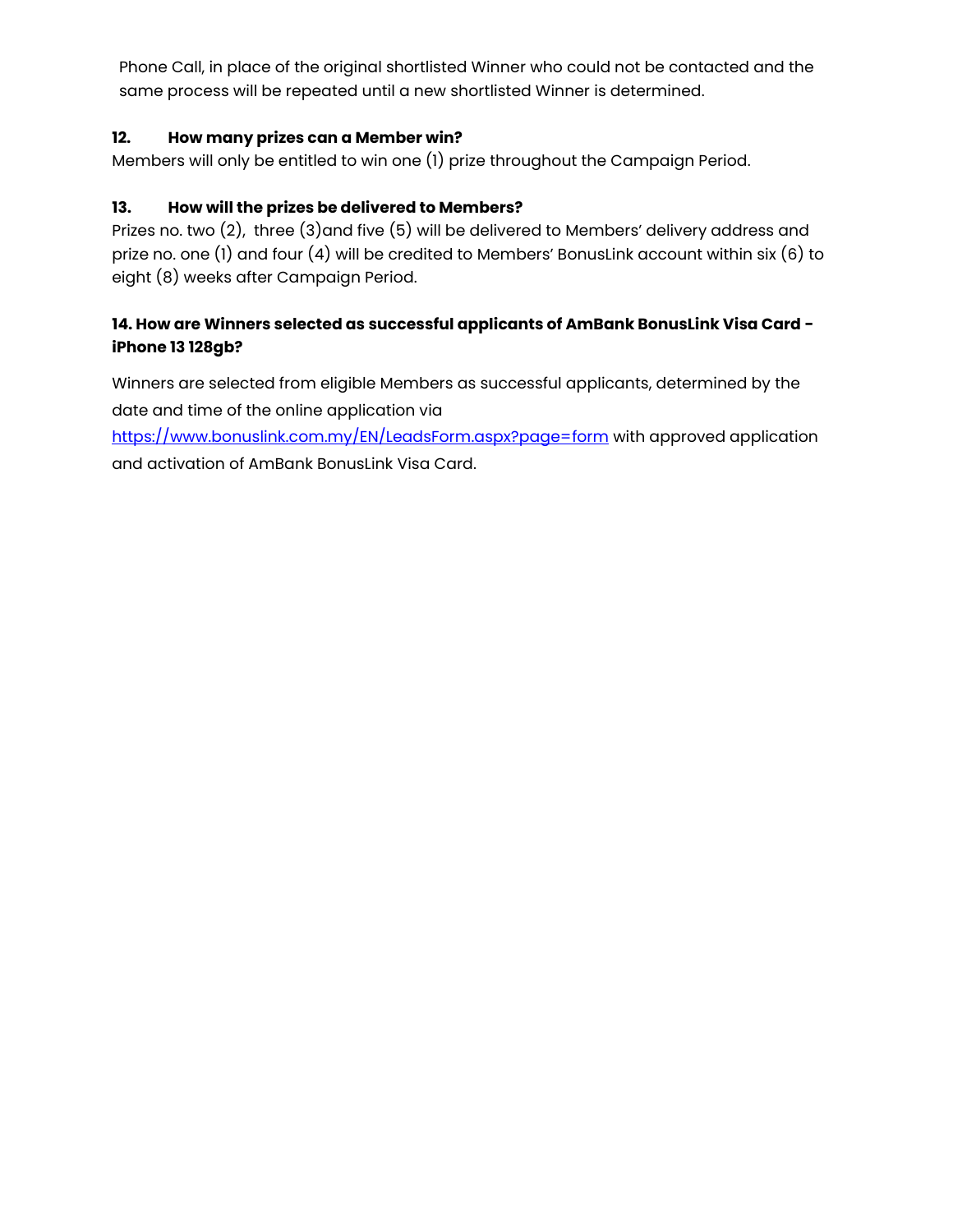Phone Call, in place of the original shortlisted Winner who could not be contacted and the same process will be repeated until a new shortlisted Winner is determined.

**12. How many prizes can a Member win?**

Members will only be entitled to win one (1) prize throughout the Campaign Period.

**13. How will the prizes be delivered to Members?**

Prizes no. two (2), three (3)and five (5) will be delivered to Members' delivery address and prize no. one (1) and four (4) will be credited to Members' BonusLink account within six (6) to eight (8) weeks after Campaign Period.

**14. How are Winners selected as successful applicants of AmBank BonusLink Visa Card - iPhone 13 128gb?**

Winners are selected from eligible Members as successful applicants, determined by the date and time of the online application via https://www.bonuslink.com.my/EN/LeadsForm.aspx?page=form with approved application and activation of AmBank BonusLink Visa Card.